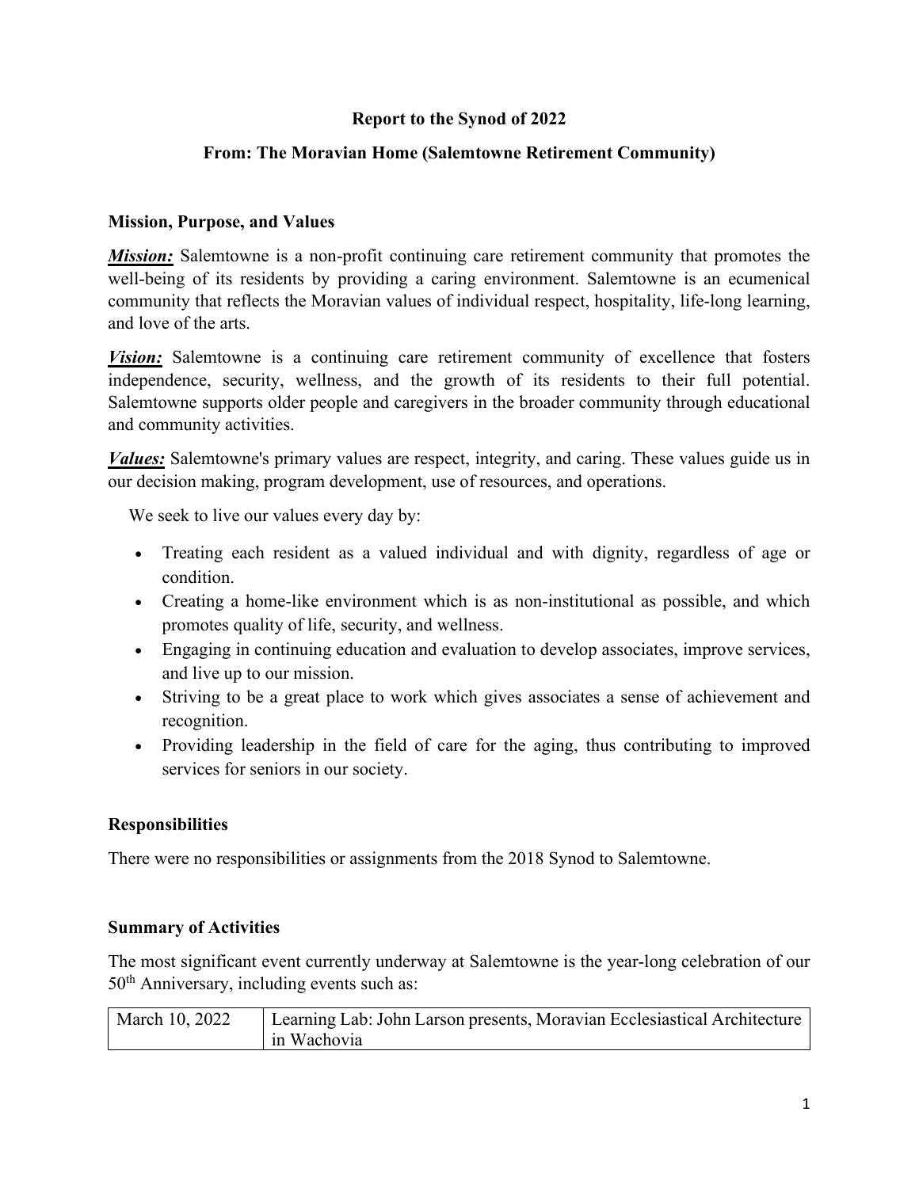**Report to the Synod of 2022**

**From: The Moravian Home (Salemtowne Retirement Community)**

## Mission, Purpose, and Values

***Mission:*** Salemtowne is a non-profit continuing care retirement community that promotes the well-being of its residents by providing a caring environment. Salemtowne is an ecumenical community that reflects the Moravian values of individual respect, hospitality, life-long learning, and love of the arts.

***Vision:*** Salemtowne is a continuing care retirement community of excellence that fosters independence, security, wellness, and the growth of its residents to their full potential. Salemtowne supports older people and caregivers in the broader community through educational and community activities.

***Values:*** Salemtowne's primary values are respect, integrity, and caring. These values guide us in our decision making, program development, use of resources, and operations.

We seek to live our values every day by:

- Treating each resident as a valued individual and with dignity, regardless of age or condition.
- Creating a home-like environment which is as non-institutional as possible, and which promotes quality of life, security, and wellness.
- Engaging in continuing education and evaluation to develop associates, improve services, and live up to our mission.
- Striving to be a great place to work which gives associates a sense of achievement and recognition.
- Providing leadership in the field of care for the aging, thus contributing to improved services for seniors in our society.

## Responsibilities

There were no responsibilities or assignments from the 2018 Synod to Salemtowne.

## Summary of Activities

The most significant event currently underway at Salemtowne is the year-long celebration of our 50th Anniversary, including events such as:

| | |
|---|---|
| March 10, 2022 | Learning Lab: John Larson presents, Moravian Ecclesiastical Architecture in Wachovia |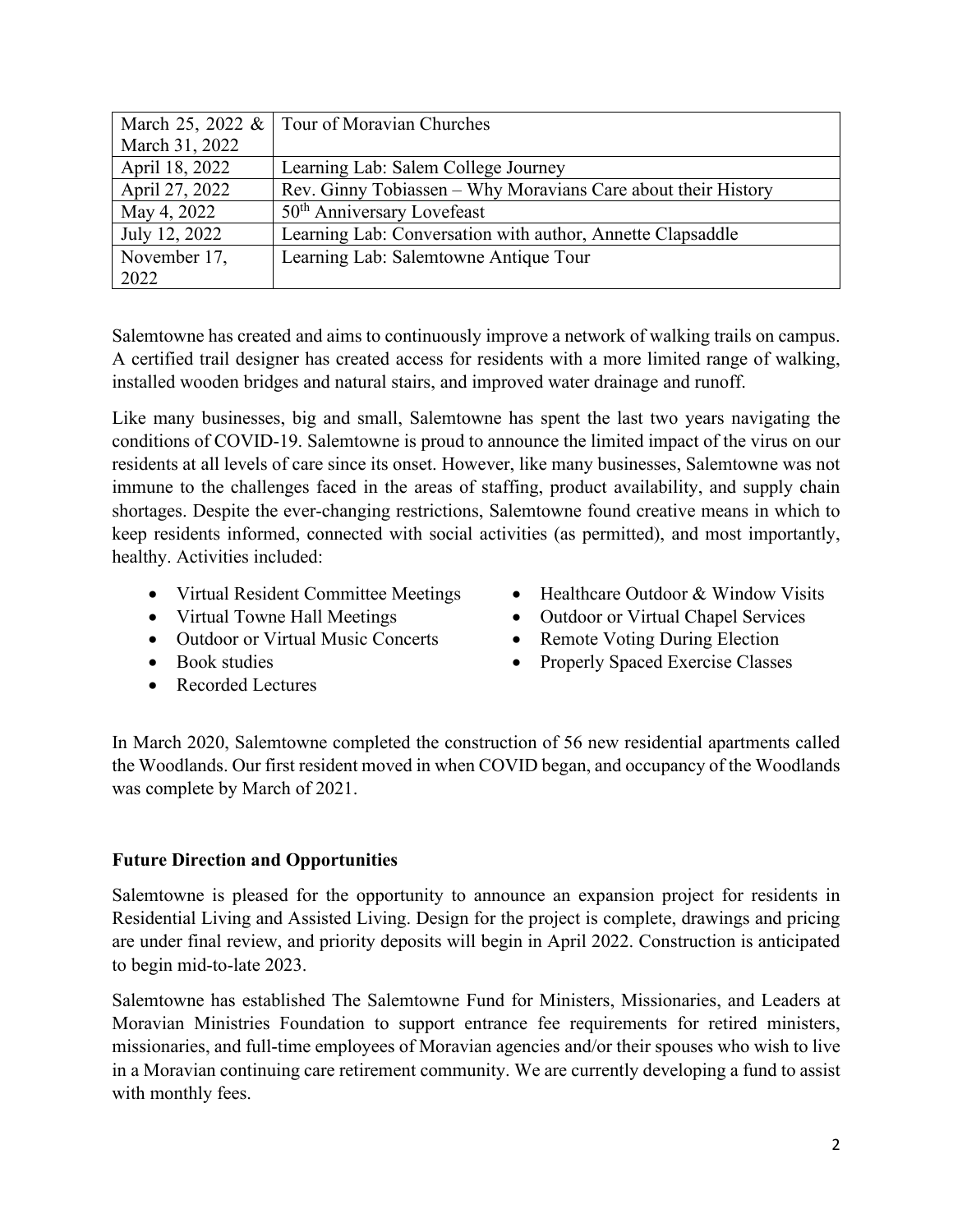| | |
|---|---|
| March 25, 2022 & March 31, 2022 | Tour of Moravian Churches |
| April 18, 2022 | Learning Lab: Salem College Journey |
| April 27, 2022 | Rev. Ginny Tobiassen – Why Moravians Care about their History |
| May 4, 2022 | 50th Anniversary Lovefeast |
| July 12, 2022 | Learning Lab: Conversation with author, Annette Clapsaddle |
| November 17, 2022 | Learning Lab: Salemtowne Antique Tour |

Salemtowne has created and aims to continuously improve a network of walking trails on campus. A certified trail designer has created access for residents with a more limited range of walking, installed wooden bridges and natural stairs, and improved water drainage and runoff.

Like many businesses, big and small, Salemtowne has spent the last two years navigating the conditions of COVID-19. Salemtowne is proud to announce the limited impact of the virus on our residents at all levels of care since its onset. However, like many businesses, Salemtowne was not immune to the challenges faced in the areas of staffing, product availability, and supply chain shortages. Despite the ever-changing restrictions, Salemtowne found creative means in which to keep residents informed, connected with social activities (as permitted), and most importantly, healthy. Activities included:

- Virtual Resident Committee Meetings
- Virtual Towne Hall Meetings
- Outdoor or Virtual Music Concerts
- Book studies
- Recorded Lectures
- Healthcare Outdoor & Window Visits
- Outdoor or Virtual Chapel Services
- Remote Voting During Election
- Properly Spaced Exercise Classes

In March 2020, Salemtowne completed the construction of 56 new residential apartments called the Woodlands. Our first resident moved in when COVID began, and occupancy of the Woodlands was complete by March of 2021.

**Future Direction and Opportunities**

Salemtowne is pleased for the opportunity to announce an expansion project for residents in Residential Living and Assisted Living. Design for the project is complete, drawings and pricing are under final review, and priority deposits will begin in April 2022. Construction is anticipated to begin mid-to-late 2023.

Salemtowne has established The Salemtowne Fund for Ministers, Missionaries, and Leaders at Moravian Ministries Foundation to support entrance fee requirements for retired ministers, missionaries, and full-time employees of Moravian agencies and/or their spouses who wish to live in a Moravian continuing care retirement community. We are currently developing a fund to assist with monthly fees.